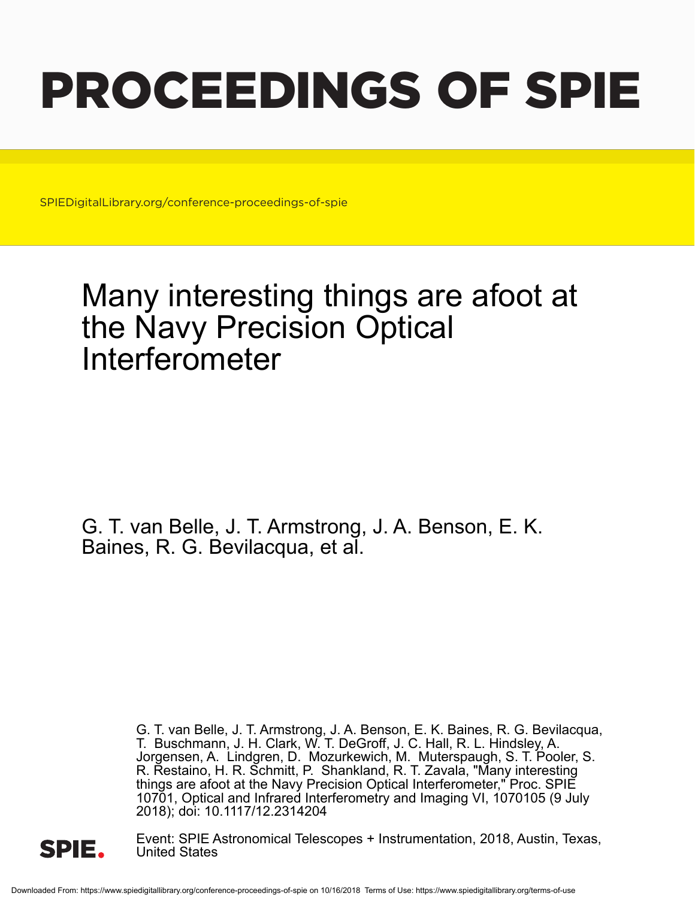# PROCEEDINGS OF SPIE

SPIEDigitalLibrary.org/conference-proceedings-of-spie

## Many interesting things are afoot at the Navy Precision Optical Interferometer

G. T. van Belle, J. T. Armstrong, J. A. Benson, E. K. Baines, R. G. Bevilacqua, et al.

G. T. van Belle, J. T. Armstrong, J. A. Benson, E. K. Baines, R. G. Bevilacqua, T. Buschmann, J. H. Clark, W. T. DeGroff, J. C. Hall, R. L. Hindsley, A. Jorgensen, A. Lindgren, D. Mozurkewich, M. Muterspaugh, S. T. Pooler, S. R. Restaino, H. R. Schmitt, P. Shankland, R. T. Zavala, "Many interesting things are afoot at the Navy Precision Optical Interferometer," Proc. SPIE 10701, Optical and Infrared Interferometry and Imaging VI, 1070105 (9 July 2018); doi: 10.1117/12.2314204

Event: SPIE Astronomical Telescopes + Instrumentation, 2018, Austin, Texas, United States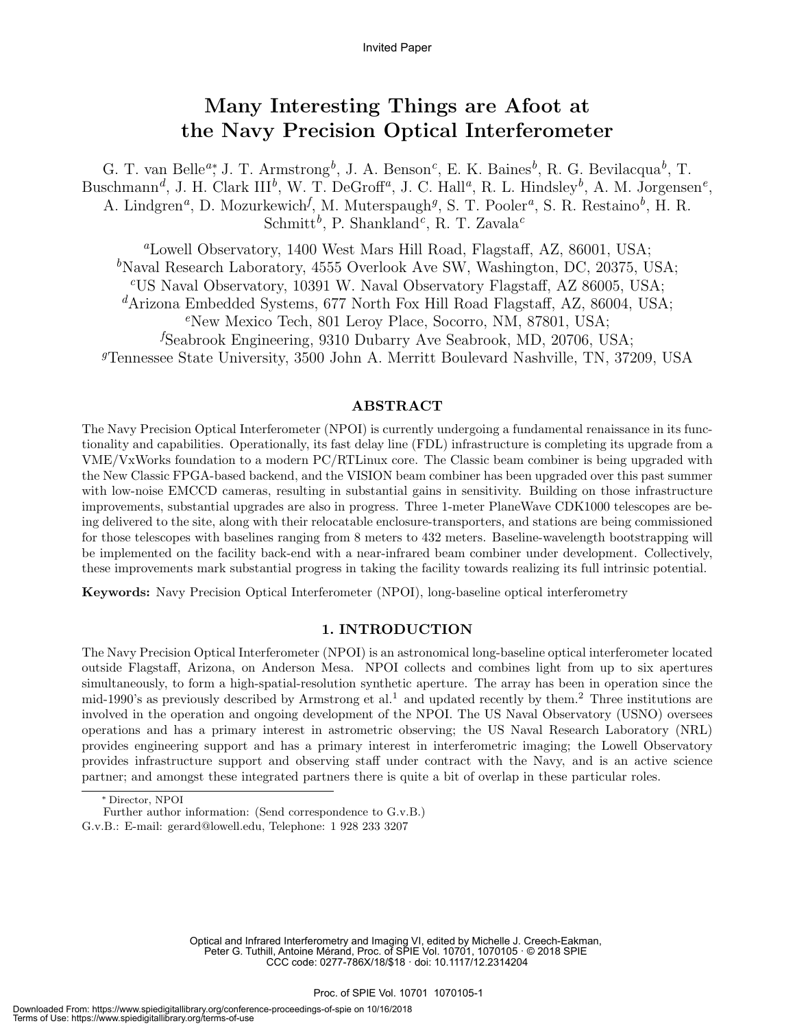Invited Paper

# Many Interesting Things are Afoot at the Navy Precision Optical Interferometer

G. T. van Belle[a*], J. T. Armstrong[b], J. A. Benson[c], E. K. Baines[b], R. G. Bevilacqua[b], T. Buschmann[d], J. H. Clark III[b], W. T. DeGroff[a], J. C. Hall[a], R. L. Hindsley[b], A. M. Jorgensen[e], A. Lindgren[a], D. Mozurkewich[f], M. Muterspaugh[g], S. T. Pooler[a], S. R. Restaino[b], H. R. Schmitt[b], P. Shankland[c], R. T. Zavala[c]

[a]Lowell Observatory, 1400 West Mars Hill Road, Flagstaff, AZ, 86001, USA;
[b]Naval Research Laboratory, 4555 Overlook Ave SW, Washington, DC, 20375, USA;
[c]US Naval Observatory, 10391 W. Naval Observatory Flagstaff, AZ 86005, USA;
[d]Arizona Embedded Systems, 677 North Fox Hill Road Flagstaff, AZ, 86004, USA;
[e]New Mexico Tech, 801 Leroy Place, Socorro, NM, 87801, USA;
[f]Seabrook Engineering, 9310 Dubarry Ave Seabrook, MD, 20706, USA;
[g]Tennessee State University, 3500 John A. Merritt Boulevard Nashville, TN, 37209, USA

## ABSTRACT

The Navy Precision Optical Interferometer (NPOI) is currently undergoing a fundamental renaissance in its functionality and capabilities. Operationally, its fast delay line (FDL) infrastructure is completing its upgrade from a VME/VxWorks foundation to a modern PC/RTLinux core. The Classic beam combiner is being upgraded with the New Classic FPGA-based backend, and the VISION beam combiner has been upgraded over this past summer with low-noise EMCCD cameras, resulting in substantial gains in sensitivity. Building on those infrastructure improvements, substantial upgrades are also in progress. Three 1-meter PlaneWave CDK1000 telescopes are being delivered to the site, along with their relocatable enclosure-transporters, and stations are being commissioned for those telescopes with baselines ranging from 8 meters to 432 meters. Baseline-wavelength bootstrapping will be implemented on the facility back-end with a near-infrared beam combiner under development. Collectively, these improvements mark substantial progress in taking the facility towards realizing its full intrinsic potential.

**Keywords:** Navy Precision Optical Interferometer (NPOI), long-baseline optical interferometry

## 1. INTRODUCTION

The Navy Precision Optical Interferometer (NPOI) is an astronomical long-baseline optical interferometer located outside Flagstaff, Arizona, on Anderson Mesa. NPOI collects and combines light from up to six apertures simultaneously, to form a high-spatial-resolution synthetic aperture. The array has been in operation since the mid-1990's as previously described by Armstrong et al.[1] and updated recently by them.[2] Three institutions are involved in the operation and ongoing development of the NPOI. The US Naval Observatory (USNO) oversees operations and has a primary interest in astrometric observing; the US Naval Research Laboratory (NRL) provides engineering support and has a primary interest in interferometric imaging; the Lowell Observatory provides infrastructure support and observing staff under contract with the Navy, and is an active science partner; and amongst these integrated partners there is quite a bit of overlap in these particular roles.

* Director, NPOI
Further author information: (Send correspondence to G.v.B.)
G.v.B.: E-mail: gerard@lowell.edu, Telephone: 1 928 233 3207

Optical and Infrared Interferometry and Imaging VI, edited by Michelle J. Creech-Eakman, Peter G. Tuthill, Antoine Mérand, Proc. of SPIE Vol. 10701, 1070105 · © 2018 SPIE CCC code: 0277-786X/18/$18 · doi: 10.1117/12.2314204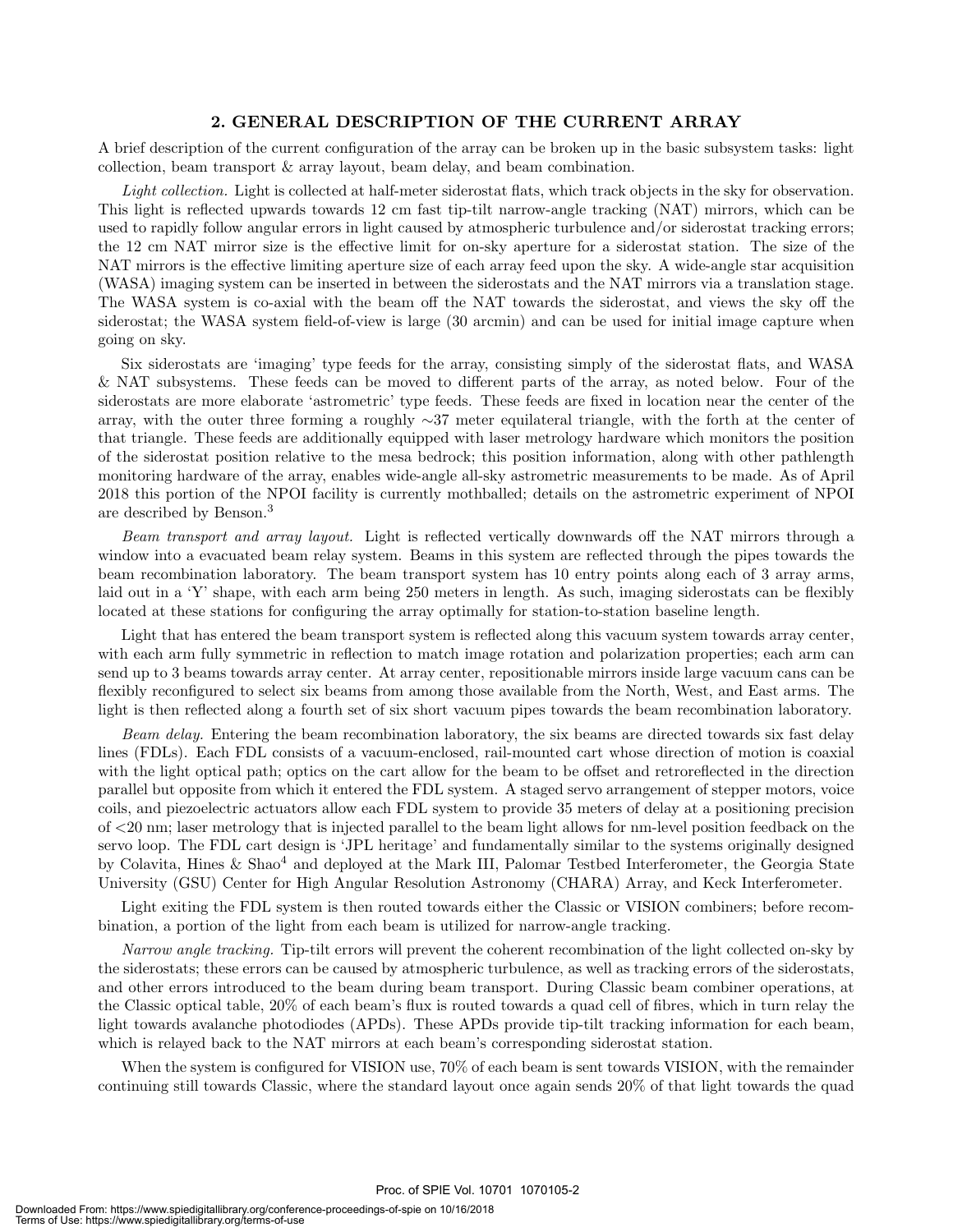## 2. GENERAL DESCRIPTION OF THE CURRENT ARRAY

A brief description of the current configuration of the array can be broken up in the basic subsystem tasks: light collection, beam transport & array layout, beam delay, and beam combination.

*Light collection.* Light is collected at half-meter siderostat flats, which track objects in the sky for observation. This light is reflected upwards towards 12 cm fast tip-tilt narrow-angle tracking (NAT) mirrors, which can be used to rapidly follow angular errors in light caused by atmospheric turbulence and/or siderostat tracking errors; the 12 cm NAT mirror size is the effective limit for on-sky aperture for a siderostat station. The size of the NAT mirrors is the effective limiting aperture size of each array feed upon the sky. A wide-angle star acquisition (WASA) imaging system can be inserted in between the siderostats and the NAT mirrors via a translation stage. The WASA system is co-axial with the beam off the NAT towards the siderostat, and views the sky off the siderostat; the WASA system field-of-view is large (30 arcmin) and can be used for initial image capture when going on sky.

Six siderostats are 'imaging' type feeds for the array, consisting simply of the siderostat flats, and WASA & NAT subsystems. These feeds can be moved to different parts of the array, as noted below. Four of the siderostats are more elaborate 'astrometric' type feeds. These feeds are fixed in location near the center of the array, with the outer three forming a roughly ∼37 meter equilateral triangle, with the forth at the center of that triangle. These feeds are additionally equipped with laser metrology hardware which monitors the position of the siderostat position relative to the mesa bedrock; this position information, along with other pathlength monitoring hardware of the array, enables wide-angle all-sky astrometric measurements to be made. As of April 2018 this portion of the NPOI facility is currently mothballed; details on the astrometric experiment of NPOI are described by Benson.[3]

*Beam transport and array layout.* Light is reflected vertically downwards off the NAT mirrors through a window into a evacuated beam relay system. Beams in this system are reflected through the pipes towards the beam recombination laboratory. The beam transport system has 10 entry points along each of 3 array arms, laid out in a 'Y' shape, with each arm being 250 meters in length. As such, imaging siderostats can be flexibly located at these stations for configuring the array optimally for station-to-station baseline length.

Light that has entered the beam transport system is reflected along this vacuum system towards array center, with each arm fully symmetric in reflection to match image rotation and polarization properties; each arm can send up to 3 beams towards array center. At array center, repositionable mirrors inside large vacuum cans can be flexibly reconfigured to select six beams from among those available from the North, West, and East arms. The light is then reflected along a fourth set of six short vacuum pipes towards the beam recombination laboratory.

*Beam delay.* Entering the beam recombination laboratory, the six beams are directed towards six fast delay lines (FDLs). Each FDL consists of a vacuum-enclosed, rail-mounted cart whose direction of motion is coaxial with the light optical path; optics on the cart allow for the beam to be offset and retroreflected in the direction parallel but opposite from which it entered the FDL system. A staged servo arrangement of stepper motors, voice coils, and piezoelectric actuators allow each FDL system to provide 35 meters of delay at a positioning precision of <20 nm; laser metrology that is injected parallel to the beam light allows for nm-level position feedback on the servo loop. The FDL cart design is 'JPL heritage' and fundamentally similar to the systems originally designed by Colavita, Hines & Shao[4] and deployed at the Mark III, Palomar Testbed Interferometer, the Georgia State University (GSU) Center for High Angular Resolution Astronomy (CHARA) Array, and Keck Interferometer.

Light exiting the FDL system is then routed towards either the Classic or VISION combiners; before recombination, a portion of the light from each beam is utilized for narrow-angle tracking.

*Narrow angle tracking.* Tip-tilt errors will prevent the coherent recombination of the light collected on-sky by the siderostats; these errors can be caused by atmospheric turbulence, as well as tracking errors of the siderostats, and other errors introduced to the beam during beam transport. During Classic beam combiner operations, at the Classic optical table, 20% of each beam's flux is routed towards a quad cell of fibres, which in turn relay the light towards avalanche photodiodes (APDs). These APDs provide tip-tilt tracking information for each beam, which is relayed back to the NAT mirrors at each beam's corresponding siderostat station.

When the system is configured for VISION use, 70% of each beam is sent towards VISION, with the remainder continuing still towards Classic, where the standard layout once again sends 20% of that light towards the quad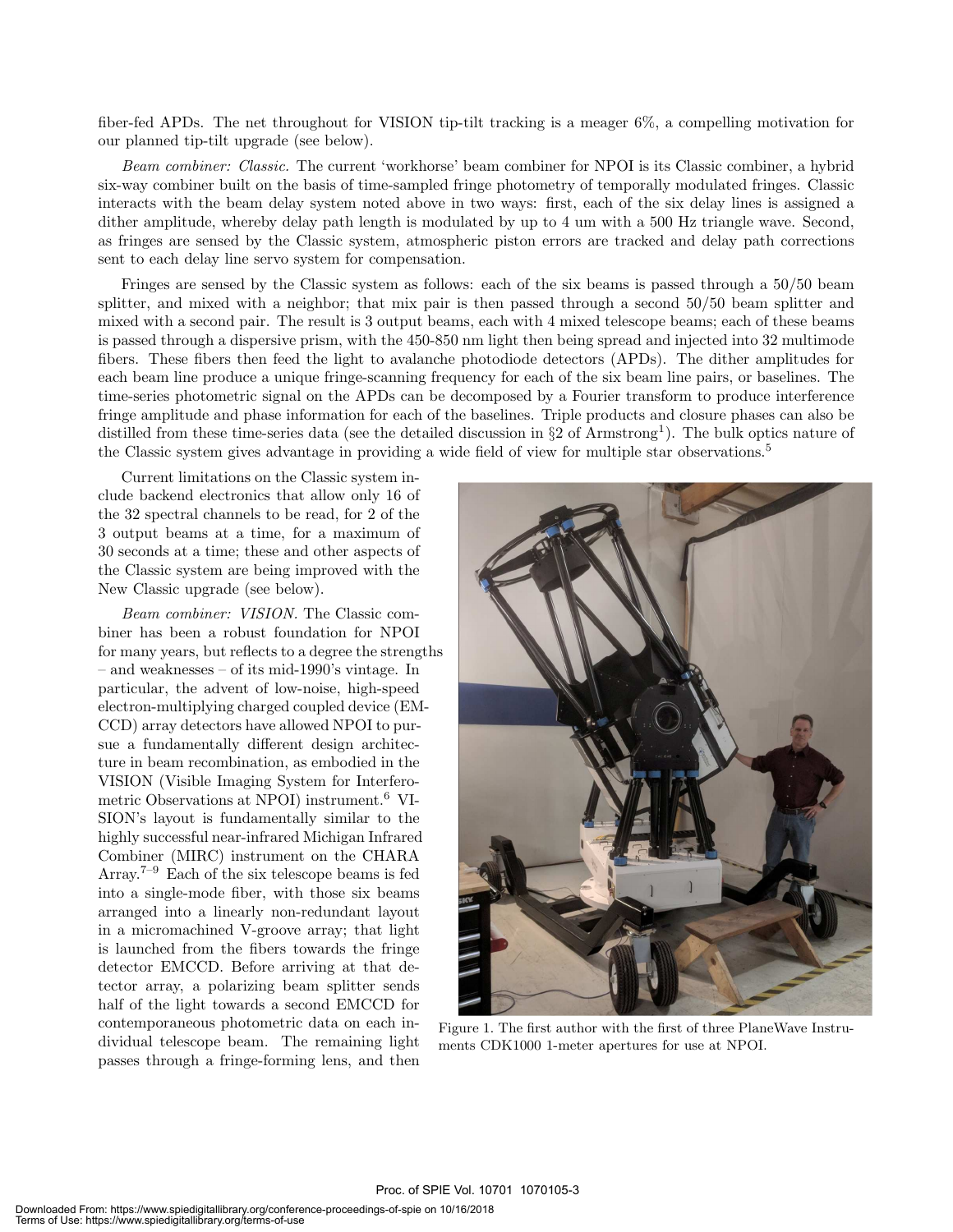fiber-fed APDs. The net throughout for VISION tip-tilt tracking is a meager 6%, a compelling motivation for our planned tip-tilt upgrade (see below).

*Beam combiner: Classic.* The current 'workhorse' beam combiner for NPOI is its Classic combiner, a hybrid six-way combiner built on the basis of time-sampled fringe photometry of temporally modulated fringes. Classic interacts with the beam delay system noted above in two ways: first, each of the six delay lines is assigned a dither amplitude, whereby delay path length is modulated by up to 4 um with a 500 Hz triangle wave. Second, as fringes are sensed by the Classic system, atmospheric piston errors are tracked and delay path corrections sent to each delay line servo system for compensation.

Fringes are sensed by the Classic system as follows: each of the six beams is passed through a 50/50 beam splitter, and mixed with a neighbor; that mix pair is then passed through a second 50/50 beam splitter and mixed with a second pair. The result is 3 output beams, each with 4 mixed telescope beams; each of these beams is passed through a dispersive prism, with the 450-850 nm light then being spread and injected into 32 multimode fibers. These fibers then feed the light to avalanche photodiode detectors (APDs). The dither amplitudes for each beam line produce a unique fringe-scanning frequency for each of the six beam line pairs, or baselines. The time-series photometric signal on the APDs can be decomposed by a Fourier transform to produce interference fringe amplitude and phase information for each of the baselines. Triple products and closure phases can also be distilled from these time-series data (see the detailed discussion in §2 of Armstrong[1]). The bulk optics nature of the Classic system gives advantage in providing a wide field of view for multiple star observations.[5]

Current limitations on the Classic system include backend electronics that allow only 16 of the 32 spectral channels to be read, for 2 of the 3 output beams at a time, for a maximum of 30 seconds at a time; these and other aspects of the Classic system are being improved with the New Classic upgrade (see below).

*Beam combiner: VISION.* The Classic combiner has been a robust foundation for NPOI for many years, but reflects to a degree the strengths – and weaknesses – of its mid-1990's vintage. In particular, the advent of low-noise, high-speed electron-multiplying charged coupled device (EMCCD) array detectors have allowed NPOI to pursue a fundamentally different design architecture in beam recombination, as embodied in the VISION (Visible Imaging System for Interferometric Observations at NPOI) instrument.[6] VISION's layout is fundamentally similar to the highly successful near-infrared Michigan Infrared Combiner (MIRC) instrument on the CHARA Array.[7–9] Each of the six telescope beams is fed into a single-mode fiber, with those six beams arranged into a linearly non-redundant layout in a micromachined V-groove array; that light is launched from the fibers towards the fringe detector EMCCD. Before arriving at that detector array, a polarizing beam splitter sends half of the light towards a second EMCCD for contemporaneous photometric data on each individual telescope beam. The remaining light passes through a fringe-forming lens, and then

Figure 1. The first author with the first of three PlaneWave Instruments CDK1000 1-meter apertures for use at NPOI.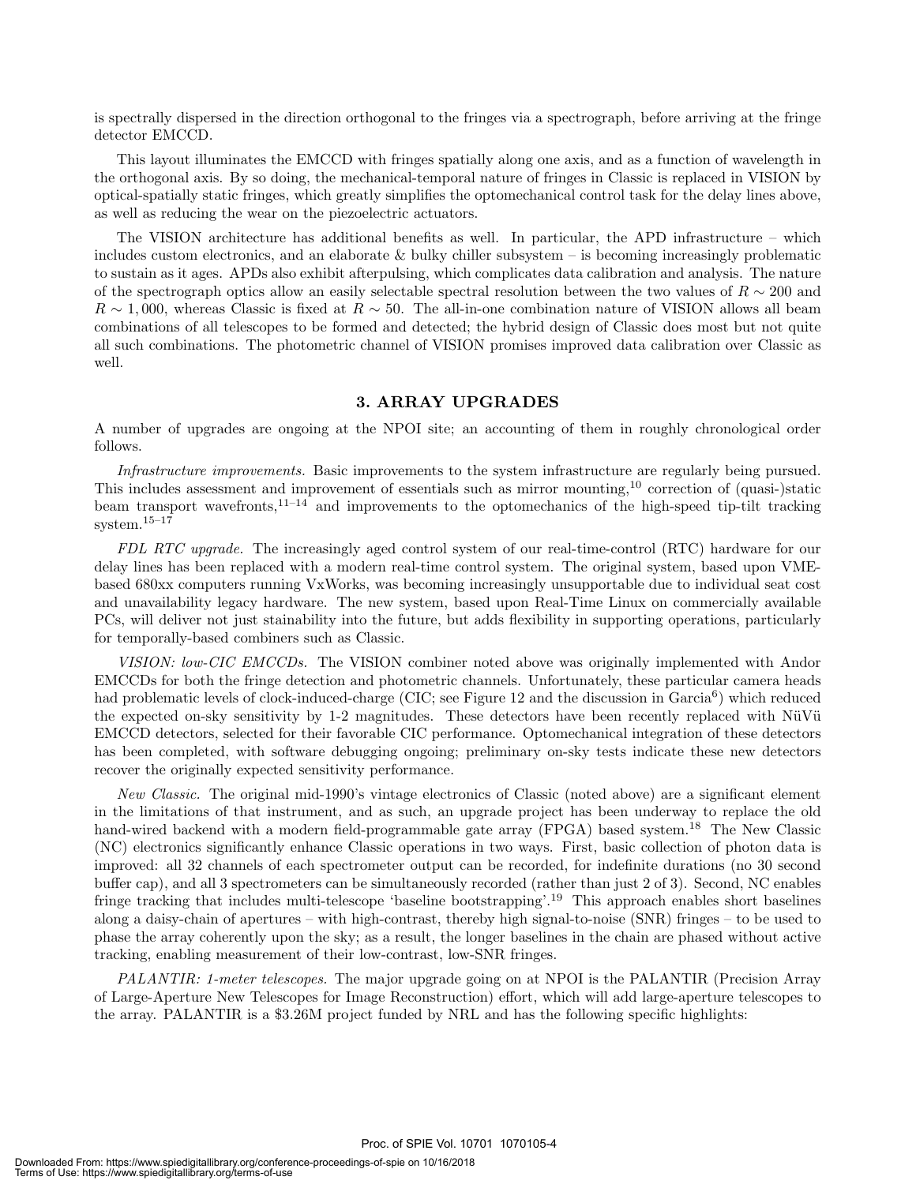is spectrally dispersed in the direction orthogonal to the fringes via a spectrograph, before arriving at the fringe detector EMCCD.

This layout illuminates the EMCCD with fringes spatially along one axis, and as a function of wavelength in the orthogonal axis. By so doing, the mechanical-temporal nature of fringes in Classic is replaced in VISION by optical-spatially static fringes, which greatly simplifies the optomechanical control task for the delay lines above, as well as reducing the wear on the piezoelectric actuators.

The VISION architecture has additional benefits as well. In particular, the APD infrastructure – which includes custom electronics, and an elaborate & bulky chiller subsystem – is becoming increasingly problematic to sustain as it ages. APDs also exhibit afterpulsing, which complicates data calibration and analysis. The nature of the spectrograph optics allow an easily selectable spectral resolution between the two values of $R \sim 200$ and $R \sim 1,000$, whereas Classic is fixed at $R \sim 50$. The all-in-one combination nature of VISION allows all beam combinations of all telescopes to be formed and detected; the hybrid design of Classic does most but not quite all such combinations. The photometric channel of VISION promises improved data calibration over Classic as well.

## 3. ARRAY UPGRADES

A number of upgrades are ongoing at the NPOI site; an accounting of them in roughly chronological order follows.

*Infrastructure improvements.* Basic improvements to the system infrastructure are regularly being pursued. This includes assessment and improvement of essentials such as mirror mounting,[10] correction of (quasi-)static beam transport wavefronts,[11–14] and improvements to the optomechanics of the high-speed tip-tilt tracking system.[15–17]

*FDL RTC upgrade.* The increasingly aged control system of our real-time-control (RTC) hardware for our delay lines has been replaced with a modern real-time control system. The original system, based upon VME-based 680xx computers running VxWorks, was becoming increasingly unsupportable due to individual seat cost and unavailability legacy hardware. The new system, based upon Real-Time Linux on commercially available PCs, will deliver not just stainability into the future, but adds flexibility in supporting operations, particularly for temporally-based combiners such as Classic.

*VISION: low-CIC EMCCDs.* The VISION combiner noted above was originally implemented with Andor EMCCDs for both the fringe detection and photometric channels. Unfortunately, these particular camera heads had problematic levels of clock-induced-charge (CIC; see Figure 12 and the discussion in Garcia[6]) which reduced the expected on-sky sensitivity by 1-2 magnitudes. These detectors have been recently replaced with NüVü EMCCD detectors, selected for their favorable CIC performance. Optomechanical integration of these detectors has been completed, with software debugging ongoing; preliminary on-sky tests indicate these new detectors recover the originally expected sensitivity performance.

*New Classic.* The original mid-1990's vintage electronics of Classic (noted above) are a significant element in the limitations of that instrument, and as such, an upgrade project has been underway to replace the old hand-wired backend with a modern field-programmable gate array (FPGA) based system.[18] The New Classic (NC) electronics significantly enhance Classic operations in two ways. First, basic collection of photon data is improved: all 32 channels of each spectrometer output can be recorded, for indefinite durations (no 30 second buffer cap), and all 3 spectrometers can be simultaneously recorded (rather than just 2 of 3). Second, NC enables fringe tracking that includes multi-telescope 'baseline bootstrapping'.[19] This approach enables short baselines along a daisy-chain of apertures – with high-contrast, thereby high signal-to-noise (SNR) fringes – to be used to phase the array coherently upon the sky; as a result, the longer baselines in the chain are phased without active tracking, enabling measurement of their low-contrast, low-SNR fringes.

*PALANTIR: 1-meter telescopes.* The major upgrade going on at NPOI is the PALANTIR (Precision Array of Large-Aperture New Telescopes for Image Reconstruction) effort, which will add large-aperture telescopes to the array. PALANTIR is a \$3.26M project funded by NRL and has the following specific highlights: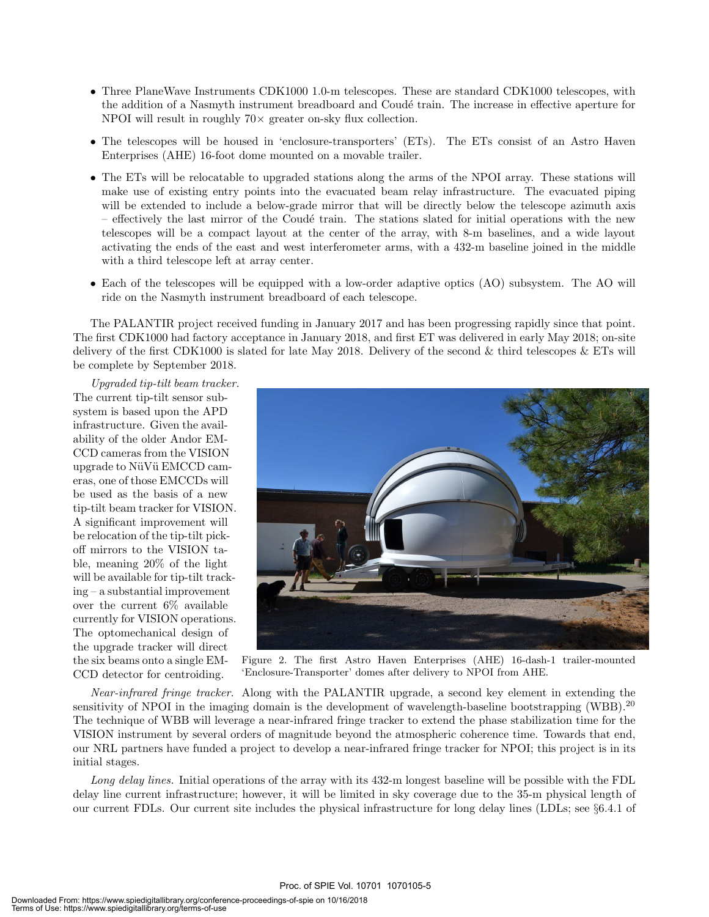- Three PlaneWave Instruments CDK1000 1.0-m telescopes. These are standard CDK1000 telescopes, with the addition of a Nasmyth instrument breadboard and Coudé train. The increase in effective aperture for NPOI will result in roughly 70× greater on-sky flux collection.
- The telescopes will be housed in 'enclosure-transporters' (ETs). The ETs consist of an Astro Haven Enterprises (AHE) 16-foot dome mounted on a movable trailer.
- The ETs will be relocatable to upgraded stations along the arms of the NPOI array. These stations will make use of existing entry points into the evacuated beam relay infrastructure. The evacuated piping will be extended to include a below-grade mirror that will be directly below the telescope azimuth axis – effectively the last mirror of the Coudé train. The stations slated for initial operations with the new telescopes will be a compact layout at the center of the array, with 8-m baselines, and a wide layout activating the ends of the east and west interferometer arms, with a 432-m baseline joined in the middle with a third telescope left at array center.
- Each of the telescopes will be equipped with a low-order adaptive optics (AO) subsystem. The AO will ride on the Nasmyth instrument breadboard of each telescope.

The PALANTIR project received funding in January 2017 and has been progressing rapidly since that point. The first CDK1000 had factory acceptance in January 2018, and first ET was delivered in early May 2018; on-site delivery of the first CDK1000 is slated for late May 2018. Delivery of the second & third telescopes & ETs will be complete by September 2018.

*Upgraded tip-tilt beam tracker.* The current tip-tilt sensor subsystem is based upon the APD infrastructure. Given the availability of the older Andor EMCCD cameras from the VISION upgrade to NüVü EMCCD cameras, one of those EMCCDs will be used as the basis of a new tip-tilt beam tracker for VISION. A significant improvement will be relocation of the tip-tilt pick-off mirrors to the VISION table, meaning 20% of the light will be available for tip-tilt tracking – a substantial improvement over the current 6% available currently for VISION operations. The optomechanical design of the upgrade tracker will direct the six beams onto a single EMCCD detector for centroiding.

Figure 2. The first Astro Haven Enterprises (AHE) 16-dash-1 trailer-mounted 'Enclosure-Transporter' domes after delivery to NPOI from AHE.

*Near-infrared fringe tracker.* Along with the PALANTIR upgrade, a second key element in extending the sensitivity of NPOI in the imaging domain is the development of wavelength-baseline bootstrapping (WBB).[20] The technique of WBB will leverage a near-infrared fringe tracker to extend the phase stabilization time for the VISION instrument by several orders of magnitude beyond the atmospheric coherence time. Towards that end, our NRL partners have funded a project to develop a near-infrared fringe tracker for NPOI; this project is in its initial stages.

*Long delay lines.* Initial operations of the array with its 432-m longest baseline will be possible with the FDL delay line current infrastructure; however, it will be limited in sky coverage due to the 35-m physical length of our current FDLs. Our current site includes the physical infrastructure for long delay lines (LDLs; see §6.4.1 of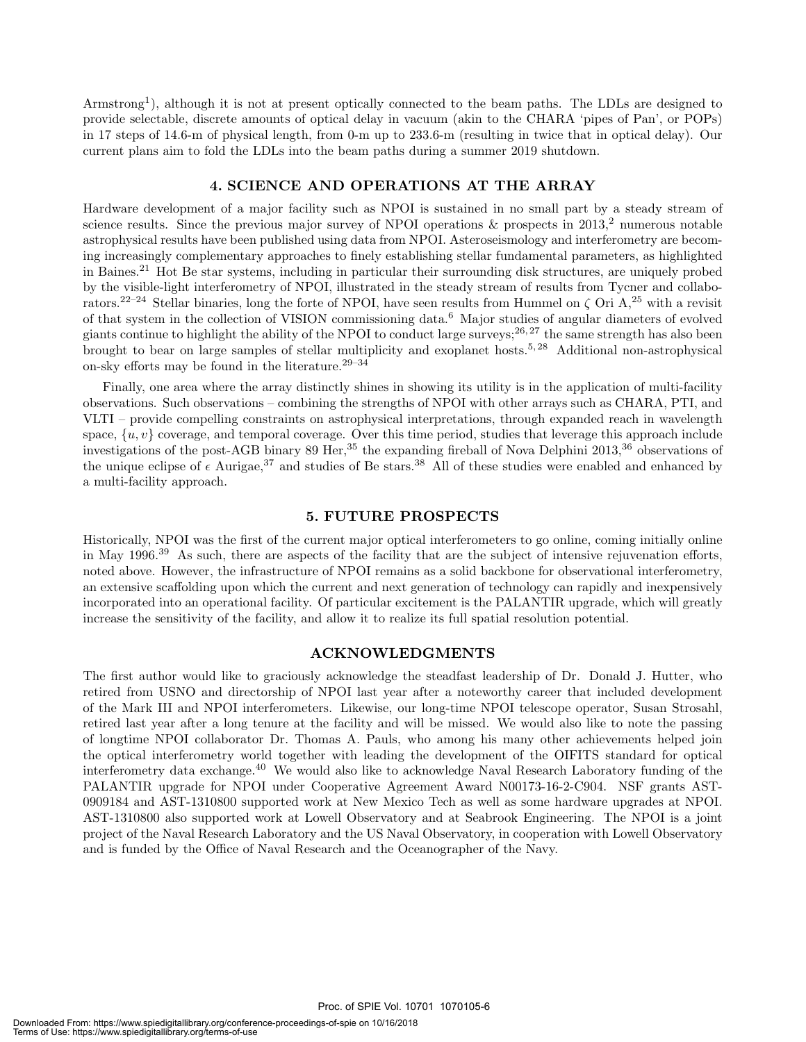Armstrong[1]), although it is not at present optically connected to the beam paths. The LDLs are designed to provide selectable, discrete amounts of optical delay in vacuum (akin to the CHARA 'pipes of Pan', or POPs) in 17 steps of 14.6-m of physical length, from 0-m up to 233.6-m (resulting in twice that in optical delay). Our current plans aim to fold the LDLs into the beam paths during a summer 2019 shutdown.

## 4. SCIENCE AND OPERATIONS AT THE ARRAY

Hardware development of a major facility such as NPOI is sustained in no small part by a steady stream of science results. Since the previous major survey of NPOI operations & prospects in 2013,[2] numerous notable astrophysical results have been published using data from NPOI. Asteroseismology and interferometry are becoming increasingly complementary approaches to finely establishing stellar fundamental parameters, as highlighted in Baines.[21] Hot Be star systems, including in particular their surrounding disk structures, are uniquely probed by the visible-light interferometry of NPOI, illustrated in the steady stream of results from Tycner and collaborators.[22–24] Stellar binaries, long the forte of NPOI, have seen results from Hummel on $\zeta$ Ori A,[25] with a revisit of that system in the collection of VISION commissioning data.[6] Major studies of angular diameters of evolved giants continue to highlight the ability of the NPOI to conduct large surveys;[26,27] the same strength has also been brought to bear on large samples of stellar multiplicity and exoplanet hosts.[5,28] Additional non-astrophysical on-sky efforts may be found in the literature.[29–34]

Finally, one area where the array distinctly shines in showing its utility is in the application of multi-facility observations. Such observations – combining the strengths of NPOI with other arrays such as CHARA, PTI, and VLTI – provide compelling constraints on astrophysical interpretations, through expanded reach in wavelength space, $\{u, v\}$ coverage, and temporal coverage. Over this time period, studies that leverage this approach include investigations of the post-AGB binary 89 Her,[35] the expanding fireball of Nova Delphini 2013,[36] observations of the unique eclipse of $\epsilon$ Aurigae,[37] and studies of Be stars.[38] All of these studies were enabled and enhanced by a multi-facility approach.

## 5. FUTURE PROSPECTS

Historically, NPOI was the first of the current major optical interferometers to go online, coming initially online in May 1996.[39] As such, there are aspects of the facility that are the subject of intensive rejuvenation efforts, noted above. However, the infrastructure of NPOI remains as a solid backbone for observational interferometry, an extensive scaffolding upon which the current and next generation of technology can rapidly and inexpensively incorporated into an operational facility. Of particular excitement is the PALANTIR upgrade, which will greatly increase the sensitivity of the facility, and allow it to realize its full spatial resolution potential.

## ACKNOWLEDGMENTS

The first author would like to graciously acknowledge the steadfast leadership of Dr. Donald J. Hutter, who retired from USNO and directorship of NPOI last year after a noteworthy career that included development of the Mark III and NPOI interferometers. Likewise, our long-time NPOI telescope operator, Susan Strosahl, retired last year after a long tenure at the facility and will be missed. We would also like to note the passing of longtime NPOI collaborator Dr. Thomas A. Pauls, who among his many other achievements helped join the optical interferometry world together with leading the development of the OIFITS standard for optical interferometry data exchange.[40] We would also like to acknowledge Naval Research Laboratory funding of the PALANTIR upgrade for NPOI under Cooperative Agreement Award N00173-16-2-C904. NSF grants AST-0909184 and AST-1310800 supported work at New Mexico Tech as well as some hardware upgrades at NPOI. AST-1310800 also supported work at Lowell Observatory and at Seabrook Engineering. The NPOI is a joint project of the Naval Research Laboratory and the US Naval Observatory, in cooperation with Lowell Observatory and is funded by the Office of Naval Research and the Oceanographer of the Navy.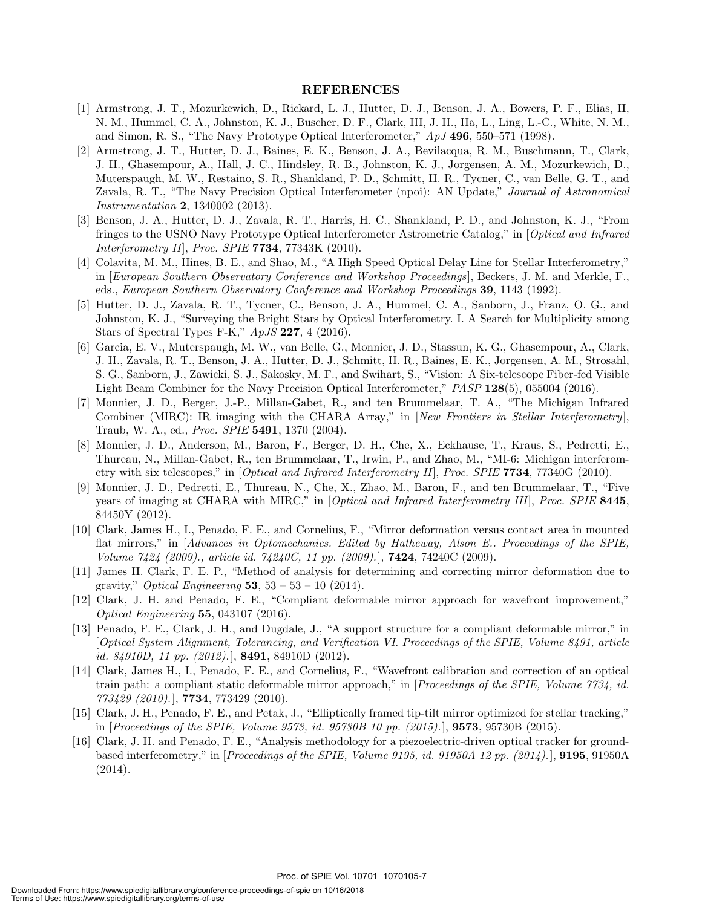## REFERENCES

[1] Armstrong, J. T., Mozurkewich, D., Rickard, L. J., Hutter, D. J., Benson, J. A., Bowers, P. F., Elias, II, N. M., Hummel, C. A., Johnston, K. J., Buscher, D. F., Clark, III, J. H., Ha, L., Ling, L.-C., White, N. M., and Simon, R. S., "The Navy Prototype Optical Interferometer," *ApJ* **496**, 550–571 (1998).

[2] Armstrong, J. T., Hutter, D. J., Baines, E. K., Benson, J. A., Bevilacqua, R. M., Buschmann, T., Clark, J. H., Ghasempour, A., Hall, J. C., Hindsley, R. B., Johnston, K. J., Jorgensen, A. M., Mozurkewich, D., Muterspaugh, M. W., Restaino, S. R., Shankland, P. D., Schmitt, H. R., Tycner, C., van Belle, G. T., and Zavala, R. T., "The Navy Precision Optical Interferometer (npoi): AN Update," *Journal of Astronomical Instrumentation* **2**, 1340002 (2013).

[3] Benson, J. A., Hutter, D. J., Zavala, R. T., Harris, H. C., Shankland, P. D., and Johnston, K. J., "From fringes to the USNO Navy Prototype Optical Interferometer Astrometric Catalog," in [*Optical and Infrared Interferometry II*], *Proc. SPIE* **7734**, 77343K (2010).

[4] Colavita, M. M., Hines, B. E., and Shao, M., "A High Speed Optical Delay Line for Stellar Interferometry," in [*European Southern Observatory Conference and Workshop Proceedings*], Beckers, J. M. and Merkle, F., eds., *European Southern Observatory Conference and Workshop Proceedings* **39**, 1143 (1992).

[5] Hutter, D. J., Zavala, R. T., Tycner, C., Benson, J. A., Hummel, C. A., Sanborn, J., Franz, O. G., and Johnston, K. J., "Surveying the Bright Stars by Optical Interferometry. I. A Search for Multiplicity among Stars of Spectral Types F-K," *ApJS* **227**, 4 (2016).

[6] Garcia, E. V., Muterspaugh, M. W., van Belle, G., Monnier, J. D., Stassun, K. G., Ghasempour, A., Clark, J. H., Zavala, R. T., Benson, J. A., Hutter, D. J., Schmitt, H. R., Baines, E. K., Jorgensen, A. M., Strosahl, S. G., Sanborn, J., Zawicki, S. J., Sakosky, M. F., and Swihart, S., "Vision: A Six-telescope Fiber-fed Visible Light Beam Combiner for the Navy Precision Optical Interferometer," *PASP* **128**(5), 055004 (2016).

[7] Monnier, J. D., Berger, J.-P., Millan-Gabet, R., and ten Brummelaar, T. A., "The Michigan Infrared Combiner (MIRC): IR imaging with the CHARA Array," in [*New Frontiers in Stellar Interferometry*], Traub, W. A., ed., *Proc. SPIE* **5491**, 1370 (2004).

[8] Monnier, J. D., Anderson, M., Baron, F., Berger, D. H., Che, X., Eckhause, T., Kraus, S., Pedretti, E., Thureau, N., Millan-Gabet, R., ten Brummelaar, T., Irwin, P., and Zhao, M., "MI-6: Michigan interferometry with six telescopes," in [*Optical and Infrared Interferometry II*], *Proc. SPIE* **7734**, 77340G (2010).

[9] Monnier, J. D., Pedretti, E., Thureau, N., Che, X., Zhao, M., Baron, F., and ten Brummelaar, T., "Five years of imaging at CHARA with MIRC," in [*Optical and Infrared Interferometry III*], *Proc. SPIE* **8445**, 84450Y (2012).

[10] Clark, James H., I., Penado, F. E., and Cornelius, F., "Mirror deformation versus contact area in mounted flat mirrors," in [*Advances in Optomechanics. Edited by Hatheway, Alson E.. Proceedings of the SPIE, Volume 7424 (2009)., article id. 74240C, 11 pp. (2009).*], **7424**, 74240C (2009).

[11] James H. Clark, F. E. P., "Method of analysis for determining and correcting mirror deformation due to gravity," *Optical Engineering* **53**, 53 – 53 – 10 (2014).

[12] Clark, J. H. and Penado, F. E., "Compliant deformable mirror approach for wavefront improvement," *Optical Engineering* **55**, 043107 (2016).

[13] Penado, F. E., Clark, J. H., and Dugdale, J., "A support structure for a compliant deformable mirror," in [*Optical System Alignment, Tolerancing, and Verification VI. Proceedings of the SPIE, Volume 8491, article id. 84910D, 11 pp. (2012).*], **8491**, 84910D (2012).

[14] Clark, James H., I., Penado, F. E., and Cornelius, F., "Wavefront calibration and correction of an optical train path: a compliant static deformable mirror approach," in [*Proceedings of the SPIE, Volume 7734, id. 773429 (2010).*], **7734**, 773429 (2010).

[15] Clark, J. H., Penado, F. E., and Petak, J., "Elliptically framed tip-tilt mirror optimized for stellar tracking," in [*Proceedings of the SPIE, Volume 9573, id. 95730B 10 pp. (2015).*], **9573**, 95730B (2015).

[16] Clark, J. H. and Penado, F. E., "Analysis methodology for a piezoelectric-driven optical tracker for ground-based interferometry," in [*Proceedings of the SPIE, Volume 9195, id. 91950A 12 pp. (2014).*], **9195**, 91950A (2014).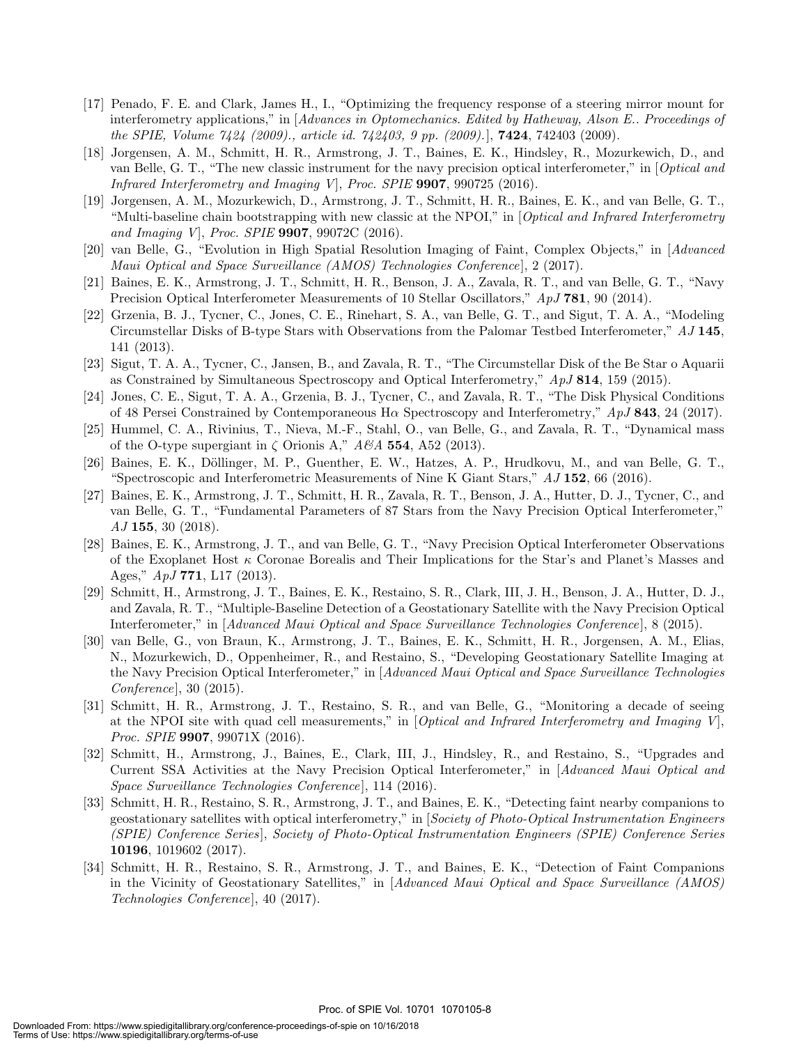[17] Penado, F. E. and Clark, James H., I., "Optimizing the frequency response of a steering mirror mount for interferometry applications," in [*Advances in Optomechanics. Edited by Hatheway, Alson E.. Proceedings of the SPIE, Volume 7424 (2009)., article id. 742403, 9 pp. (2009).*], **7424**, 742403 (2009).

[18] Jorgensen, A. M., Schmitt, H. R., Armstrong, J. T., Baines, E. K., Hindsley, R., Mozurkewich, D., and van Belle, G. T., "The new classic instrument for the navy precision optical interferometer," in [*Optical and Infrared Interferometry and Imaging V*], *Proc. SPIE* **9907**, 990725 (2016).

[19] Jorgensen, A. M., Mozurkewich, D., Armstrong, J. T., Schmitt, H. R., Baines, E. K., and van Belle, G. T., "Multi-baseline chain bootstrapping with new classic at the NPOI," in [*Optical and Infrared Interferometry and Imaging V*], *Proc. SPIE* **9907**, 99072C (2016).

[20] van Belle, G., "Evolution in High Spatial Resolution Imaging of Faint, Complex Objects," in [*Advanced Maui Optical and Space Surveillance (AMOS) Technologies Conference*], 2 (2017).

[21] Baines, E. K., Armstrong, J. T., Schmitt, H. R., Benson, J. A., Zavala, R. T., and van Belle, G. T., "Navy Precision Optical Interferometer Measurements of 10 Stellar Oscillators," *ApJ* **781**, 90 (2014).

[22] Grzenia, B. J., Tycner, C., Jones, C. E., Rinehart, S. A., van Belle, G. T., and Sigut, T. A. A., "Modeling Circumstellar Disks of B-type Stars with Observations from the Palomar Testbed Interferometer," *AJ* **145**, 141 (2013).

[23] Sigut, T. A. A., Tycner, C., Jansen, B., and Zavala, R. T., "The Circumstellar Disk of the Be Star o Aquarii as Constrained by Simultaneous Spectroscopy and Optical Interferometry," *ApJ* **814**, 159 (2015).

[24] Jones, C. E., Sigut, T. A. A., Grzenia, B. J., Tycner, C., and Zavala, R. T., "The Disk Physical Conditions of 48 Persei Constrained by Contemporaneous H$\alpha$ Spectroscopy and Interferometry," *ApJ* **843**, 24 (2017).

[25] Hummel, C. A., Rivinius, T., Nieva, M.-F., Stahl, O., van Belle, G., and Zavala, R. T., "Dynamical mass of the O-type supergiant in $\zeta$ Orionis A," *A&A* **554**, A52 (2013).

[26] Baines, E. K., Döllinger, M. P., Guenther, E. W., Hatzes, A. P., Hrudkovu, M., and van Belle, G. T., "Spectroscopic and Interferometric Measurements of Nine K Giant Stars," *AJ* **152**, 66 (2016).

[27] Baines, E. K., Armstrong, J. T., Schmitt, H. R., Zavala, R. T., Benson, J. A., Hutter, D. J., Tycner, C., and van Belle, G. T., "Fundamental Parameters of 87 Stars from the Navy Precision Optical Interferometer," *AJ* **155**, 30 (2018).

[28] Baines, E. K., Armstrong, J. T., and van Belle, G. T., "Navy Precision Optical Interferometer Observations of the Exoplanet Host $\kappa$ Coronae Borealis and Their Implications for the Star's and Planet's Masses and Ages," *ApJ* **771**, L17 (2013).

[29] Schmitt, H., Armstrong, J. T., Baines, E. K., Restaino, S. R., Clark, III, J. H., Benson, J. A., Hutter, D. J., and Zavala, R. T., "Multiple-Baseline Detection of a Geostationary Satellite with the Navy Precision Optical Interferometer," in [*Advanced Maui Optical and Space Surveillance Technologies Conference*], 8 (2015).

[30] van Belle, G., von Braun, K., Armstrong, J. T., Baines, E. K., Schmitt, H. R., Jorgensen, A. M., Elias, N., Mozurkewich, D., Oppenheimer, R., and Restaino, S., "Developing Geostationary Satellite Imaging at the Navy Precision Optical Interferometer," in [*Advanced Maui Optical and Space Surveillance Technologies Conference*], 30 (2015).

[31] Schmitt, H. R., Armstrong, J. T., Restaino, S. R., and van Belle, G., "Monitoring a decade of seeing at the NPOI site with quad cell measurements," in [*Optical and Infrared Interferometry and Imaging V*], *Proc. SPIE* **9907**, 99071X (2016).

[32] Schmitt, H., Armstrong, J., Baines, E., Clark, III, J., Hindsley, R., and Restaino, S., "Upgrades and Current SSA Activities at the Navy Precision Optical Interferometer," in [*Advanced Maui Optical and Space Surveillance Technologies Conference*], 114 (2016).

[33] Schmitt, H. R., Restaino, S. R., Armstrong, J. T., and Baines, E. K., "Detecting faint nearby companions to geostationary satellites with optical interferometry," in [*Society of Photo-Optical Instrumentation Engineers (SPIE) Conference Series*], *Society of Photo-Optical Instrumentation Engineers (SPIE) Conference Series* **10196**, 1019602 (2017).

[34] Schmitt, H. R., Restaino, S. R., Armstrong, J. T., and Baines, E. K., "Detection of Faint Companions in the Vicinity of Geostationary Satellites," in [*Advanced Maui Optical and Space Surveillance (AMOS) Technologies Conference*], 40 (2017).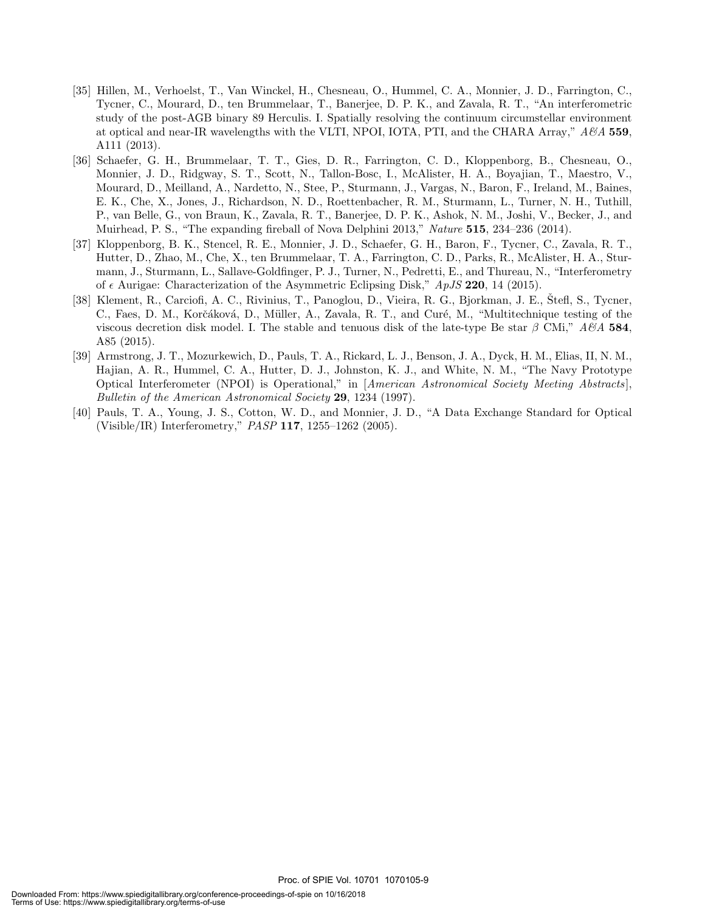[35] Hillen, M., Verhoelst, T., Van Winckel, H., Chesneau, O., Hummel, C. A., Monnier, J. D., Farrington, C., Tycner, C., Mourard, D., ten Brummelaar, T., Banerjee, D. P. K., and Zavala, R. T., "An interferometric study of the post-AGB binary 89 Herculis. I. Spatially resolving the continuum circumstellar environment at optical and near-IR wavelengths with the VLTI, NPOI, IOTA, PTI, and the CHARA Array," *A&A* **559**, A111 (2013).

[36] Schaefer, G. H., Brummelaar, T. T., Gies, D. R., Farrington, C. D., Kloppenborg, B., Chesneau, O., Monnier, J. D., Ridgway, S. T., Scott, N., Tallon-Bosc, I., McAlister, H. A., Boyajian, T., Maestro, V., Mourard, D., Meilland, A., Nardetto, N., Stee, P., Sturmann, J., Vargas, N., Baron, F., Ireland, M., Baines, E. K., Che, X., Jones, J., Richardson, N. D., Roettenbacher, R. M., Sturmann, L., Turner, N. H., Tuthill, P., van Belle, G., von Braun, K., Zavala, R. T., Banerjee, D. P. K., Ashok, N. M., Joshi, V., Becker, J., and Muirhead, P. S., "The expanding fireball of Nova Delphini 2013," *Nature* **515**, 234–236 (2014).

[37] Kloppenborg, B. K., Stencel, R. E., Monnier, J. D., Schaefer, G. H., Baron, F., Tycner, C., Zavala, R. T., Hutter, D., Zhao, M., Che, X., ten Brummelaar, T. A., Farrington, C. D., Parks, R., McAlister, H. A., Sturmann, J., Sturmann, L., Sallave-Goldfinger, P. J., Turner, N., Pedretti, E., and Thureau, N., "Interferometry of $\epsilon$ Aurigae: Characterization of the Asymmetric Eclipsing Disk," *ApJS* **220**, 14 (2015).

[38] Klement, R., Carciofi, A. C., Rivinius, T., Panoglou, D., Vieira, R. G., Bjorkman, J. E., Štefl, S., Tycner, C., Faes, D. M., Korčáková, D., Müller, A., Zavala, R. T., and Curé, M., "Multitechnique testing of the viscous decretion disk model. I. The stable and tenuous disk of the late-type Be star $\beta$ CMi," *A&A* **584**, A85 (2015).

[39] Armstrong, J. T., Mozurkewich, D., Pauls, T. A., Rickard, L. J., Benson, J. A., Dyck, H. M., Elias, II, N. M., Hajian, A. R., Hummel, C. A., Hutter, D. J., Johnston, K. J., and White, N. M., "The Navy Prototype Optical Interferometer (NPOI) is Operational," in [*American Astronomical Society Meeting Abstracts*], *Bulletin of the American Astronomical Society* **29**, 1234 (1997).

[40] Pauls, T. A., Young, J. S., Cotton, W. D., and Monnier, J. D., "A Data Exchange Standard for Optical (Visible/IR) Interferometry," *PASP* **117**, 1255–1262 (2005).